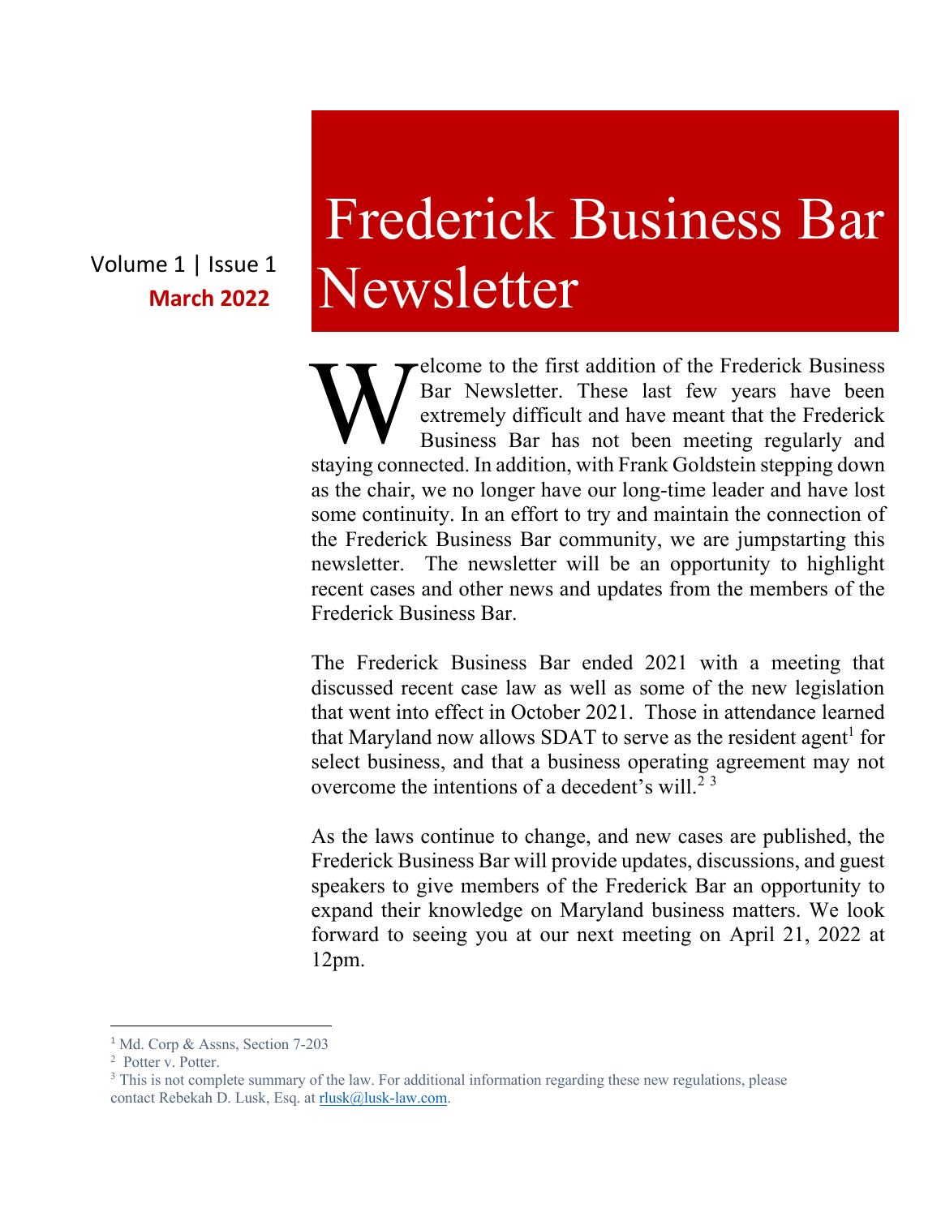Volume 1 | Issue 1

**March 2022**

# Frederick Business Bar Newsletter

Welcome to the first addition of the Frederick Business Bar Newsletter. These last few years have been extremely difficult and have meant that the Frederick Business Bar has not been meeting regularly and staying connected. In addition, with Frank Goldstein stepping down as the chair, we no longer have our long-time leader and have lost some continuity. In an effort to try and maintain the connection of the Frederick Business Bar community, we are jumpstarting this newsletter. The newsletter will be an opportunity to highlight recent cases and other news and updates from the members of the Frederick Business Bar.

The Frederick Business Bar ended 2021 with a meeting that discussed recent case law as well as some of the new legislation that went into effect in October 2021. Those in attendance learned that Maryland now allows SDAT to serve as the resident agent[1] for select business, and that a business operating agreement may not overcome the intentions of a decedent's will.[2] [3]

As the laws continue to change, and new cases are published, the Frederick Business Bar will provide updates, discussions, and guest speakers to give members of the Frederick Bar an opportunity to expand their knowledge on Maryland business matters. We look forward to seeing you at our next meeting on April 21, 2022 at 12pm.

---

[1] Md. Corp & Assns, Section 7-203

[2] Potter v. Potter.

[3] This is not complete summary of the law. For additional information regarding these new regulations, please contact Rebekah D. Lusk, Esq. at rlusk@lusk-law.com.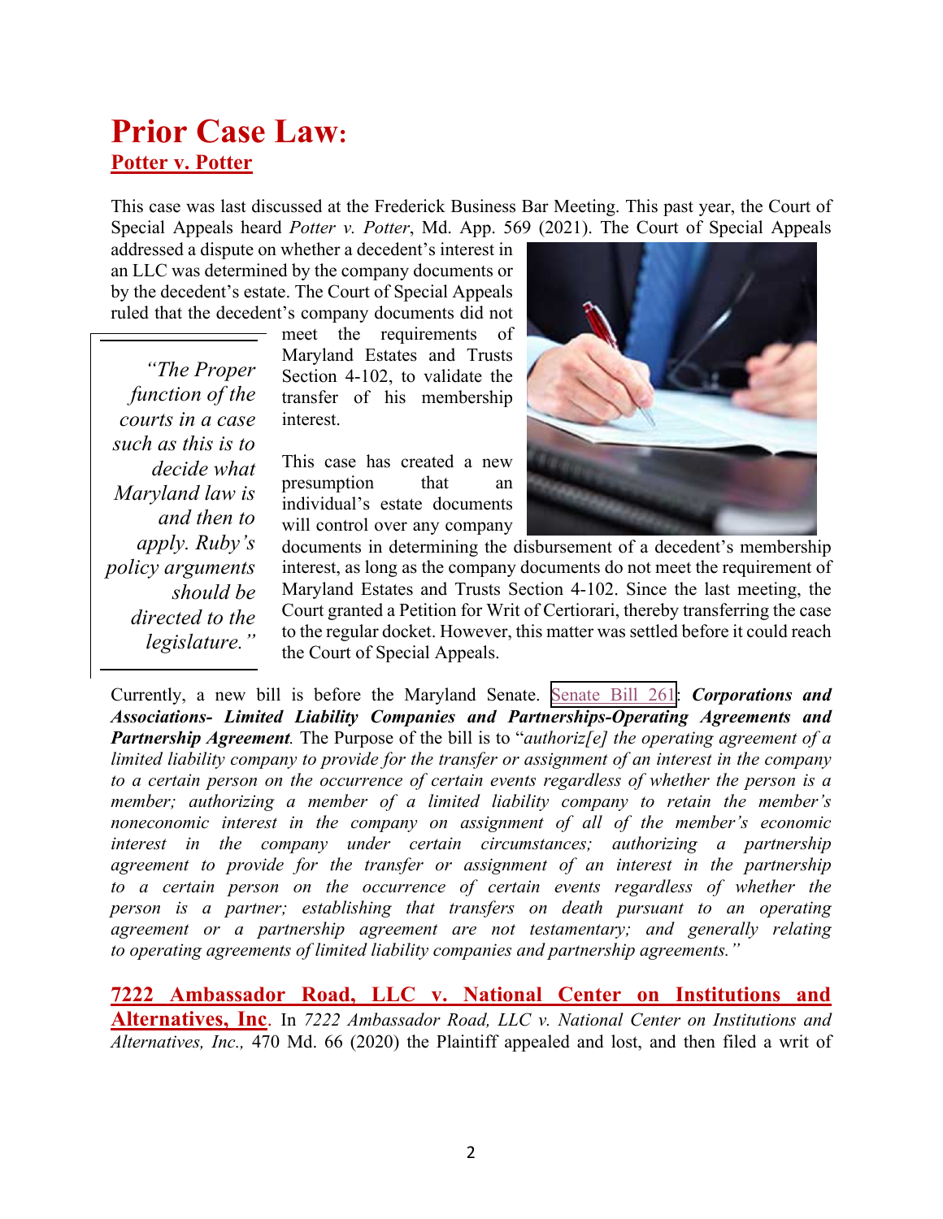# Prior Case Law:

## Potter v. Potter

This case was last discussed at the Frederick Business Bar Meeting. This past year, the Court of Special Appeals heard *Potter v. Potter*, Md. App. 569 (2021). The Court of Special Appeals addressed a dispute on whether a decedent's interest in an LLC was determined by the company documents or by the decedent's estate. The Court of Special Appeals ruled that the decedent's company documents did not meet the requirements of Maryland Estates and Trusts Section 4-102, to validate the transfer of his membership interest.

> *"The Proper function of the courts in a case such as this is to decide what Maryland law is and then to apply. Ruby's policy arguments should be directed to the legislature."*

This case has created a new presumption that an individual's estate documents will control over any company documents in determining the disbursement of a decedent's membership interest, as long as the company documents do not meet the requirement of Maryland Estates and Trusts Section 4-102. Since the last meeting, the Court granted a Petition for Writ of Certiorari, thereby transferring the case to the regular docket. However, this matter was settled before it could reach the Court of Special Appeals.

Currently, a new bill is before the Maryland Senate. Senate Bill 261: ***Corporations and Associations- Limited Liability Companies and Partnerships-Operating Agreements and Partnership Agreement****.* The Purpose of the bill is to "*authoriz[e] the operating agreement of a limited liability company to provide for the transfer or assignment of an interest in the company to a certain person on the occurrence of certain events regardless of whether the person is a member; authorizing a member of a limited liability company to retain the member's noneconomic interest in the company on assignment of all of the member's economic interest in the company under certain circumstances; authorizing a partnership agreement to provide for the transfer or assignment of an interest in the partnership to a certain person on the occurrence of certain events regardless of whether the person is a partner; establishing that transfers on death pursuant to an operating agreement or a partnership agreement are not testamentary; and generally relating to operating agreements of limited liability companies and partnership agreements."*

## 7222 Ambassador Road, LLC v. National Center on Institutions and Alternatives, Inc

In *7222 Ambassador Road, LLC v. National Center on Institutions and Alternatives, Inc.,* 470 Md. 66 (2020) the Plaintiff appealed and lost, and then filed a writ of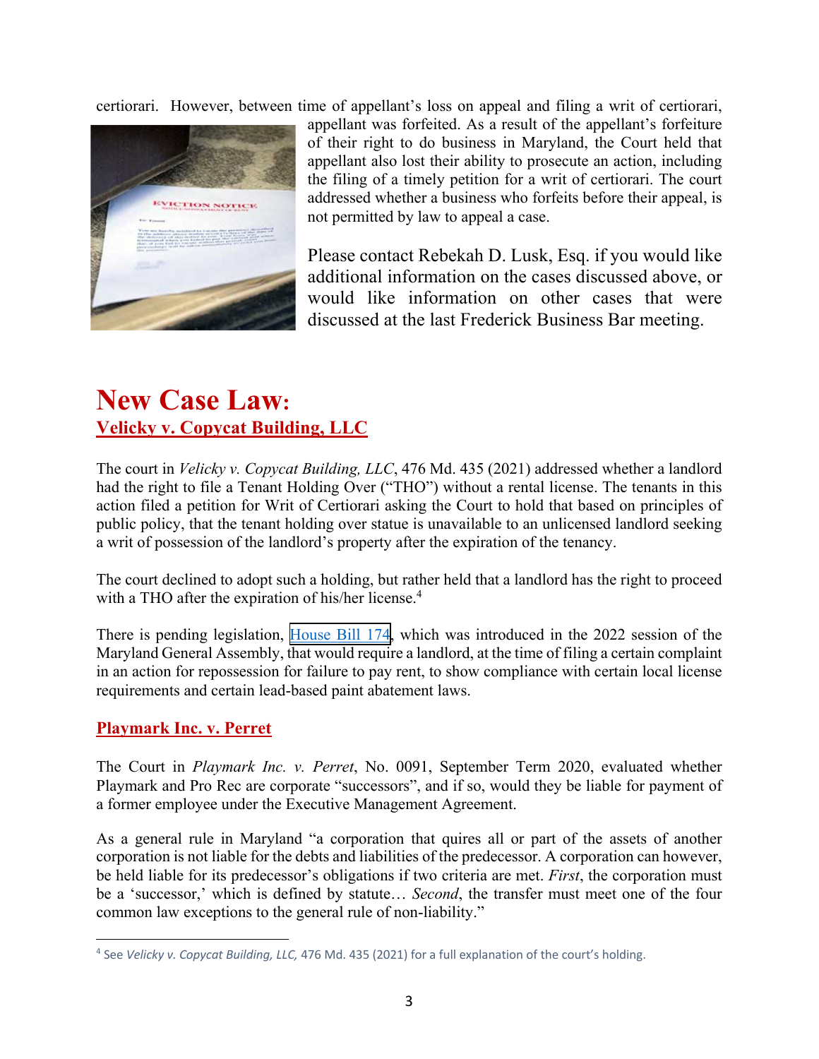certiorari. However, between time of appellant's loss on appeal and filing a writ of certiorari, appellant was forfeited. As a result of the appellant's forfeiture of their right to do business in Maryland, the Court held that appellant also lost their ability to prosecute an action, including the filing of a timely petition for a writ of certiorari. The court addressed whether a business who forfeits before their appeal, is not permitted by law to appeal a case.

Please contact Rebekah D. Lusk, Esq. if you would like additional information on the cases discussed above, or would like information on other cases that were discussed at the last Frederick Business Bar meeting.

# New Case Law:

## Velicky v. Copycat Building, LLC

The court in *Velicky v. Copycat Building, LLC*, 476 Md. 435 (2021) addressed whether a landlord had the right to file a Tenant Holding Over ("THO") without a rental license. The tenants in this action filed a petition for Writ of Certiorari asking the Court to hold that based on principles of public policy, that the tenant holding over statue is unavailable to an unlicensed landlord seeking a writ of possession of the landlord's property after the expiration of the tenancy.

The court declined to adopt such a holding, but rather held that a landlord has the right to proceed with a THO after the expiration of his/her license.[4]

There is pending legislation, House Bill 174, which was introduced in the 2022 session of the Maryland General Assembly, that would require a landlord, at the time of filing a certain complaint in an action for repossession for failure to pay rent, to show compliance with certain local license requirements and certain lead-based paint abatement laws.

## Playmark Inc. v. Perret

The Court in *Playmark Inc. v. Perret*, No. 0091, September Term 2020, evaluated whether Playmark and Pro Rec are corporate "successors", and if so, would they be liable for payment of a former employee under the Executive Management Agreement.

As a general rule in Maryland "a corporation that quires all or part of the assets of another corporation is not liable for the debts and liabilities of the predecessor. A corporation can however, be held liable for its predecessor's obligations if two criteria are met. *First*, the corporation must be a 'successor,' which is defined by statute… *Second*, the transfer must meet one of the four common law exceptions to the general rule of non-liability."

---

[4] See *Velicky v. Copycat Building, LLC,* 476 Md. 435 (2021) for a full explanation of the court's holding.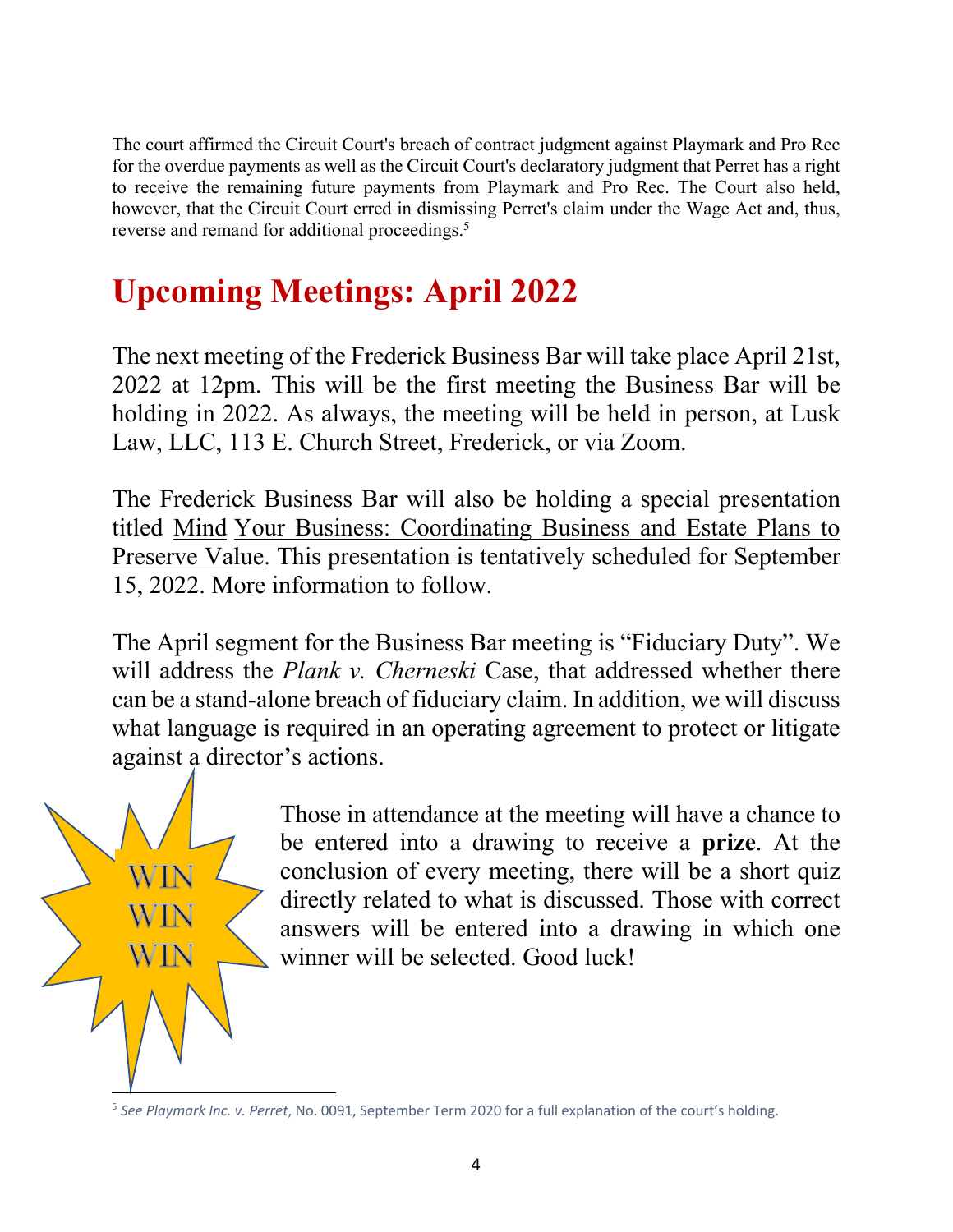The court affirmed the Circuit Court's breach of contract judgment against Playmark and Pro Rec for the overdue payments as well as the Circuit Court's declaratory judgment that Perret has a right to receive the remaining future payments from Playmark and Pro Rec. The Court also held, however, that the Circuit Court erred in dismissing Perret's claim under the Wage Act and, thus, reverse and remand for additional proceedings.[5]

# Upcoming Meetings: April 2022

The next meeting of the Frederick Business Bar will take place April 21st, 2022 at 12pm. This will be the first meeting the Business Bar will be holding in 2022. As always, the meeting will be held in person, at Lusk Law, LLC, 113 E. Church Street, Frederick, or via Zoom.

The Frederick Business Bar will also be holding a special presentation titled <u>Mind Your Business: Coordinating Business and Estate Plans to Preserve Value</u>. This presentation is tentatively scheduled for September 15, 2022. More information to follow.

The April segment for the Business Bar meeting is "Fiduciary Duty". We will address the *Plank v. Cherneski* Case, that addressed whether there can be a stand-alone breach of fiduciary claim. In addition, we will discuss what language is required in an operating agreement to protect or litigate against a director's actions.

WIN
WIN
WIN

Those in attendance at the meeting will have a chance to be entered into a drawing to receive a **prize**. At the conclusion of every meeting, there will be a short quiz directly related to what is discussed. Those with correct answers will be entered into a drawing in which one winner will be selected. Good luck!

---

[5] *See Playmark Inc. v. Perret*, No. 0091, September Term 2020 for a full explanation of the court's holding.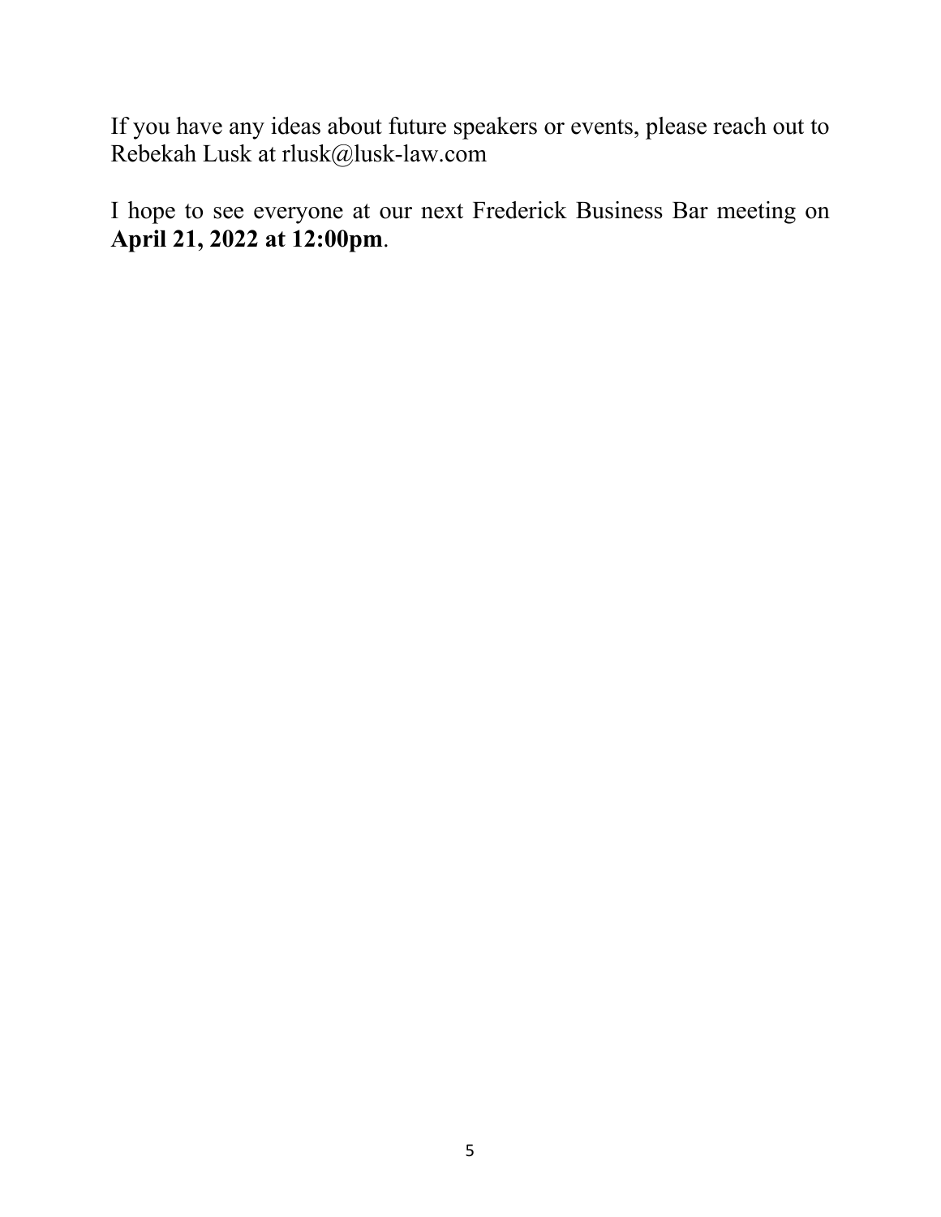If you have any ideas about future speakers or events, please reach out to Rebekah Lusk at rlusk@lusk-law.com

I hope to see everyone at our next Frederick Business Bar meeting on **April 21, 2022 at 12:00pm**.